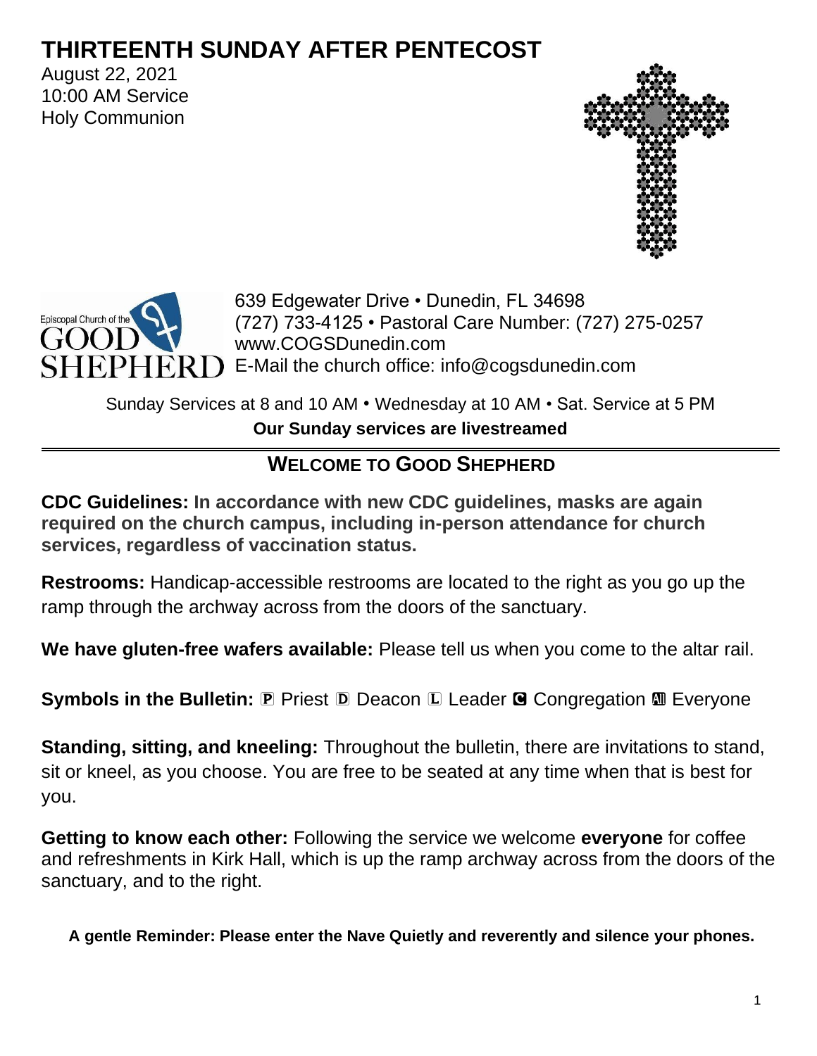# THIRTEENTH SUNDAY AFTER PENTECOST

August 22, 2021
10:00 AM Service
Holy Communion

Episcopal Church of the GOOD SHEPHERD

639 Edgewater Drive • Dunedin, FL 34698
(727) 733-4125 • Pastoral Care Number: (727) 275-0257
www.COGSDunedin.com
E-Mail the church office: info@cogsdunedin.com

Sunday Services at 8 and 10 AM • Wednesday at 10 AM • Sat. Service at 5 PM

**Our Sunday services are livestreamed**

## WELCOME TO GOOD SHEPHERD

**CDC Guidelines: In accordance with new CDC guidelines, masks are again required on the church campus, including in-person attendance for church services, regardless of vaccination status.**

**Restrooms:** Handicap-accessible restrooms are located to the right as you go up the ramp through the archway across from the doors of the sanctuary.

**We have gluten-free wafers available:** Please tell us when you come to the altar rail.

**Symbols in the Bulletin:** Ⓟ Priest Ⓓ Deacon Ⓛ Leader Ⓒ Congregation Ⓐ Everyone

**Standing, sitting, and kneeling:** Throughout the bulletin, there are invitations to stand, sit or kneel, as you choose. You are free to be seated at any time when that is best for you.

**Getting to know each other:** Following the service we welcome **everyone** for coffee and refreshments in Kirk Hall, which is up the ramp archway across from the doors of the sanctuary, and to the right.

**A gentle Reminder: Please enter the Nave Quietly and reverently and silence your phones.**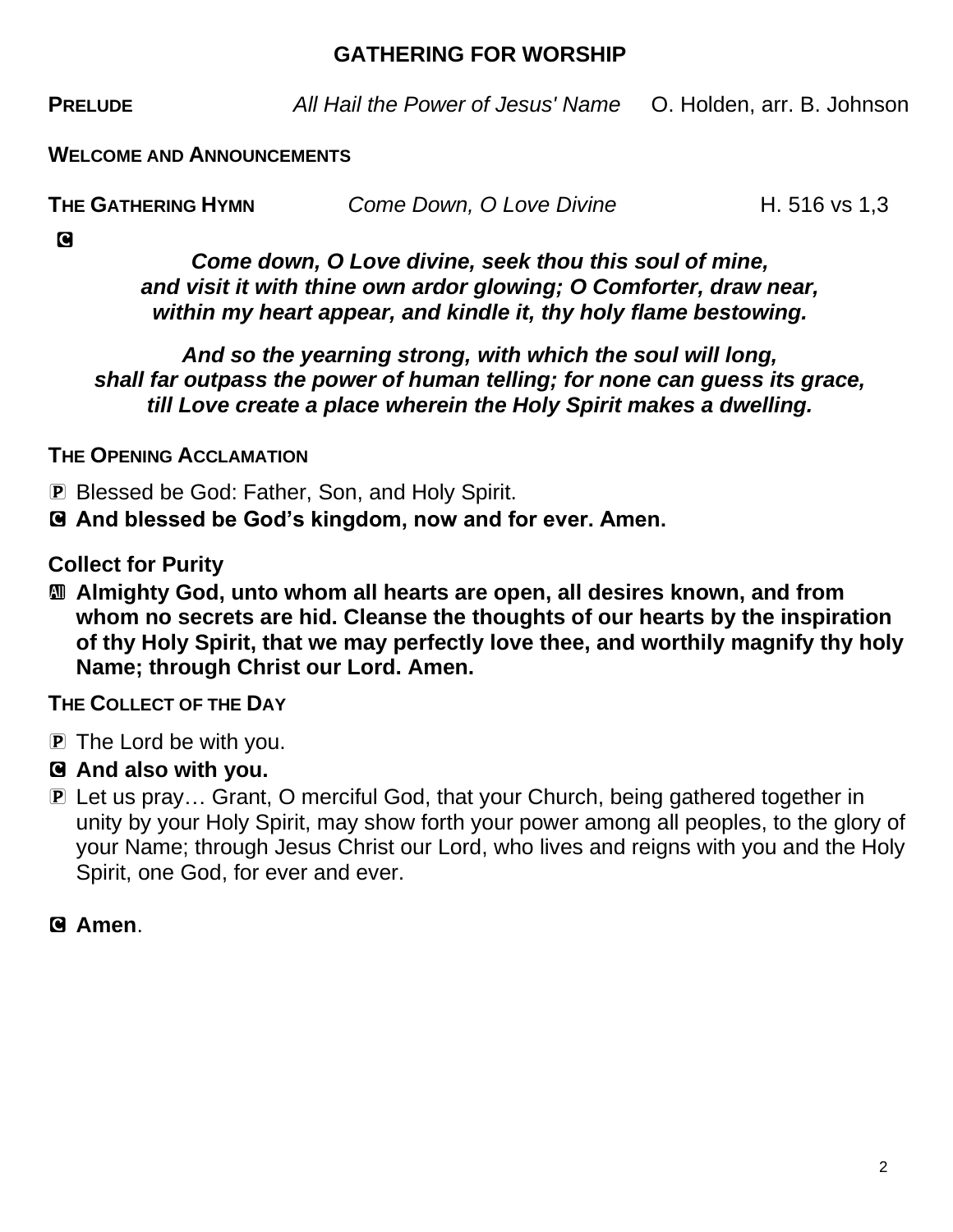## GATHERING FOR WORSHIP

**PRELUDE** *All Hail the Power of Jesus' Name* O. Holden, arr. B. Johnson

**WELCOME AND ANNOUNCEMENTS**

**THE GATHERING HYMN** *Come Down, O Love Divine* H. 516 vs 1,3

C

***Come down, O Love divine, seek thou this soul of mine,***
***and visit it with thine own ardor glowing; O Comforter, draw near,***
***within my heart appear, and kindle it, thy holy flame bestowing.***

***And so the yearning strong, with which the soul will long,***
***shall far outpass the power of human telling; for none can guess its grace,***
***till Love create a place wherein the Holy Spirit makes a dwelling.***

**THE OPENING ACCLAMATION**

P Blessed be God: Father, Son, and Holy Spirit.

C **And blessed be God's kingdom, now and for ever. Amen.**

**Collect for Purity**

All **Almighty God, unto whom all hearts are open, all desires known, and from whom no secrets are hid. Cleanse the thoughts of our hearts by the inspiration of thy Holy Spirit, that we may perfectly love thee, and worthily magnify thy holy Name; through Christ our Lord. Amen.**

**THE COLLECT OF THE DAY**

P The Lord be with you.

C **And also with you.**

P Let us pray… Grant, O merciful God, that your Church, being gathered together in unity by your Holy Spirit, may show forth your power among all peoples, to the glory of your Name; through Jesus Christ our Lord, who lives and reigns with you and the Holy Spirit, one God, for ever and ever.

C **Amen**.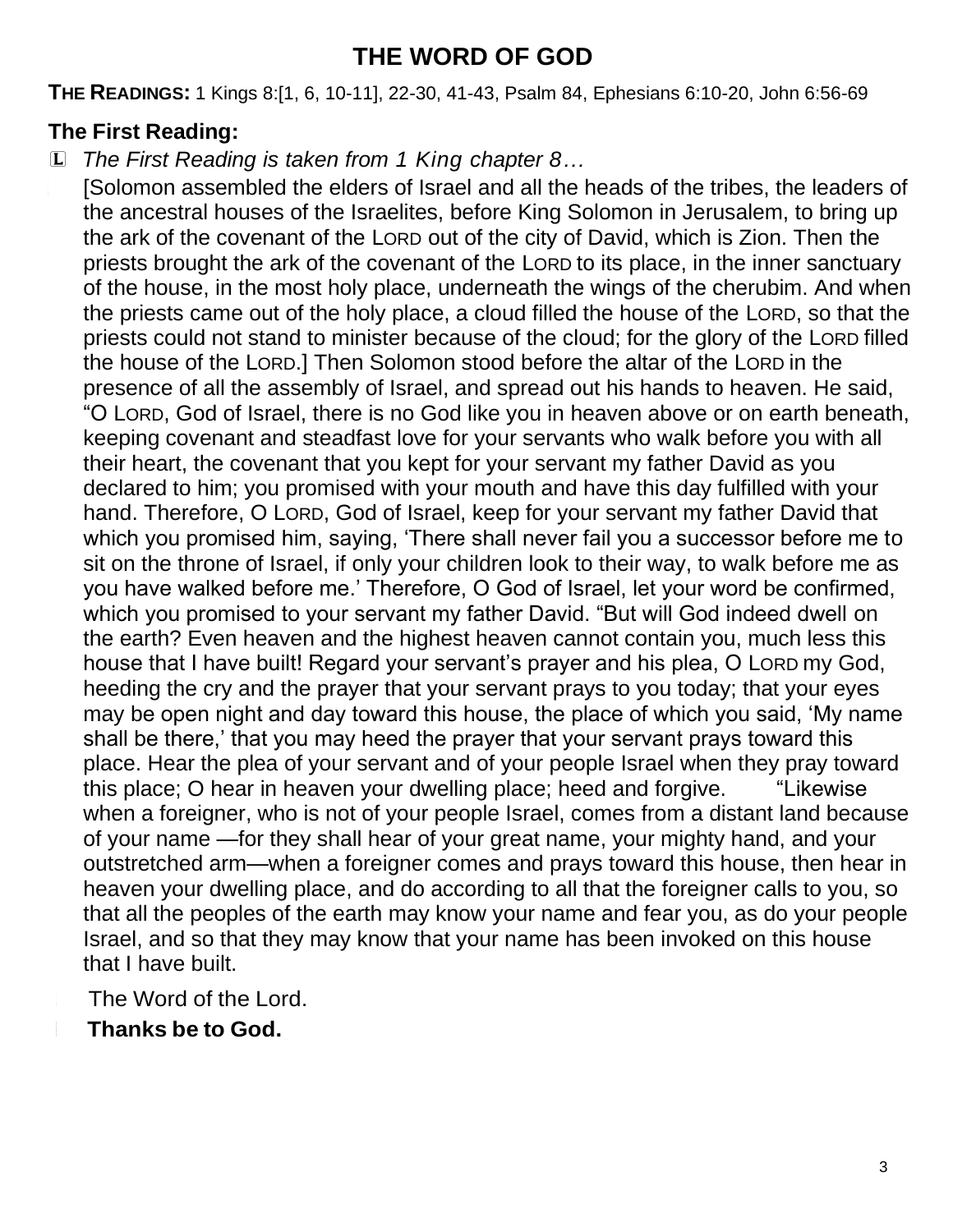# THE WORD OF GOD

**THE READINGS:** 1 Kings 8:[1, 6, 10-11], 22-30, 41-43, Psalm 84, Ephesians 6:10-20, John 6:56-69

## The First Reading:

Ⓛ *The First Reading is taken from 1 King chapter 8…*

[Solomon assembled the elders of Israel and all the heads of the tribes, the leaders of the ancestral houses of the Israelites, before King Solomon in Jerusalem, to bring up the ark of the covenant of the LORD out of the city of David, which is Zion. Then the priests brought the ark of the covenant of the LORD to its place, in the inner sanctuary of the house, in the most holy place, underneath the wings of the cherubim. And when the priests came out of the holy place, a cloud filled the house of the LORD, so that the priests could not stand to minister because of the cloud; for the glory of the LORD filled the house of the LORD.] Then Solomon stood before the altar of the LORD in the presence of all the assembly of Israel, and spread out his hands to heaven. He said, "O LORD, God of Israel, there is no God like you in heaven above or on earth beneath, keeping covenant and steadfast love for your servants who walk before you with all their heart, the covenant that you kept for your servant my father David as you declared to him; you promised with your mouth and have this day fulfilled with your hand. Therefore, O LORD, God of Israel, keep for your servant my father David that which you promised him, saying, 'There shall never fail you a successor before me to sit on the throne of Israel, if only your children look to their way, to walk before me as you have walked before me.' Therefore, O God of Israel, let your word be confirmed, which you promised to your servant my father David. "But will God indeed dwell on the earth? Even heaven and the highest heaven cannot contain you, much less this house that I have built! Regard your servant's prayer and his plea, O LORD my God, heeding the cry and the prayer that your servant prays to you today; that your eyes may be open night and day toward this house, the place of which you said, 'My name shall be there,' that you may heed the prayer that your servant prays toward this place. Hear the plea of your servant and of your people Israel when they pray toward this place; O hear in heaven your dwelling place; heed and forgive. "Likewise when a foreigner, who is not of your people Israel, comes from a distant land because of your name —for they shall hear of your great name, your mighty hand, and your outstretched arm—when a foreigner comes and prays toward this house, then hear in heaven your dwelling place, and do according to all that the foreigner calls to you, so that all the peoples of the earth may know your name and fear you, as do your people Israel, and so that they may know that your name has been invoked on this house that I have built.

The Word of the Lord.

**Thanks be to God.**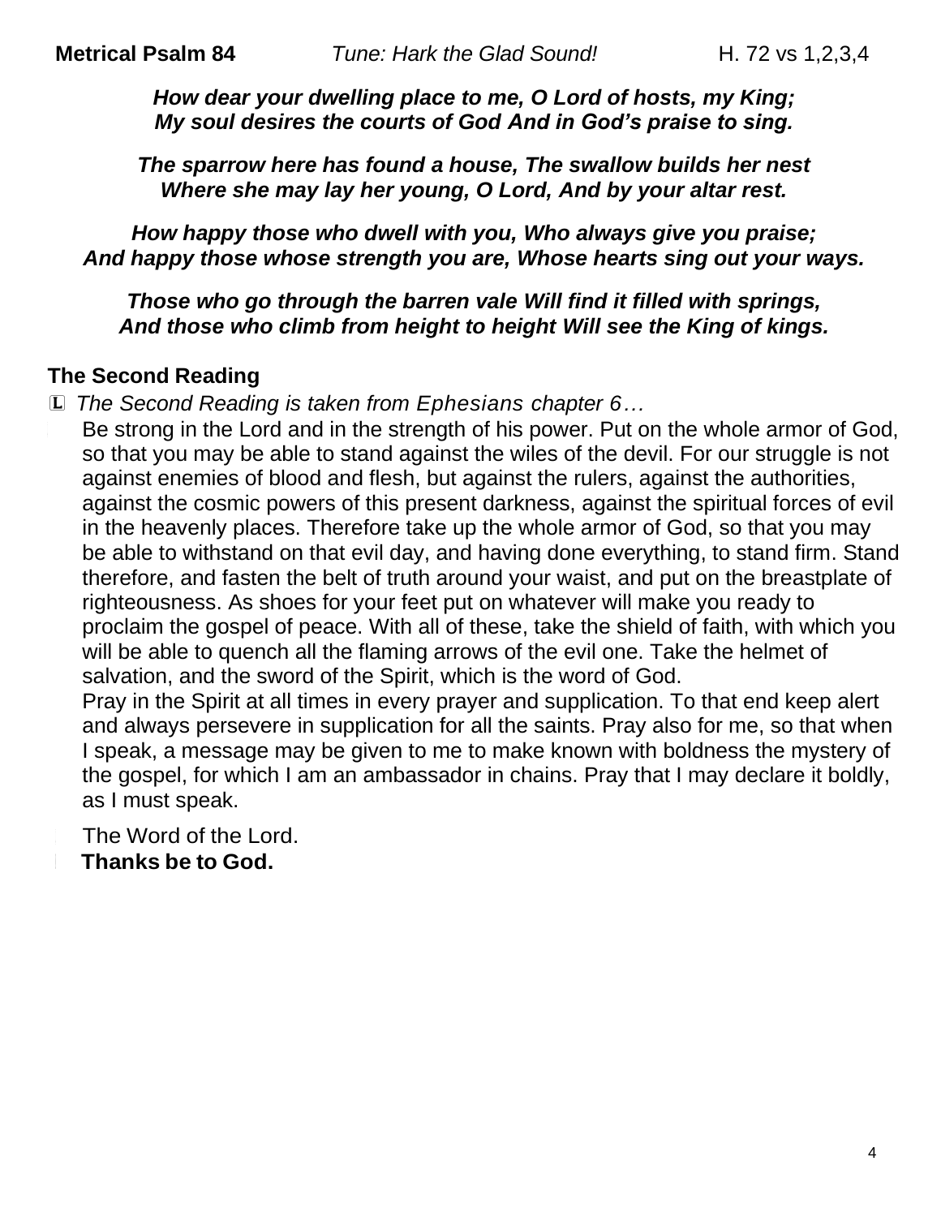**Metrical Psalm 84** *Tune: Hark the Glad Sound!* H. 72 vs 1,2,3,4

***How dear your dwelling place to me, O Lord of hosts, my King;***
***My soul desires the courts of God And in God's praise to sing.***

***The sparrow here has found a house, The swallow builds her nest***
***Where she may lay her young, O Lord, And by your altar rest.***

***How happy those who dwell with you, Who always give you praise;***
***And happy those whose strength you are, Whose hearts sing out your ways.***

***Those who go through the barren vale Will find it filled with springs,***
***And those who climb from height to height Will see the King of kings.***

## The Second Reading

🄻 *The Second Reading is taken from Ephesians chapter 6…*

Be strong in the Lord and in the strength of his power. Put on the whole armor of God, so that you may be able to stand against the wiles of the devil. For our struggle is not against enemies of blood and flesh, but against the rulers, against the authorities, against the cosmic powers of this present darkness, against the spiritual forces of evil in the heavenly places. Therefore take up the whole armor of God, so that you may be able to withstand on that evil day, and having done everything, to stand firm. Stand therefore, and fasten the belt of truth around your waist, and put on the breastplate of righteousness. As shoes for your feet put on whatever will make you ready to proclaim the gospel of peace. With all of these, take the shield of faith, with which you will be able to quench all the flaming arrows of the evil one. Take the helmet of salvation, and the sword of the Spirit, which is the word of God.
Pray in the Spirit at all times in every prayer and supplication. To that end keep alert and always persevere in supplication for all the saints. Pray also for me, so that when I speak, a message may be given to me to make known with boldness the mystery of the gospel, for which I am an ambassador in chains. Pray that I may declare it boldly, as I must speak.

The Word of the Lord.
**Thanks be to God.**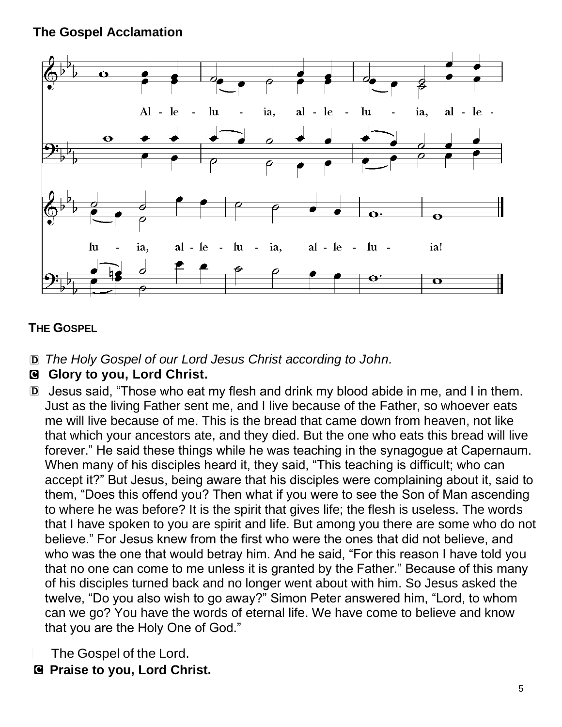## The Gospel Acclamation

Al - le - lu - ia, al - le - lu - ia, al - le - lu - ia, al - le - lu - ia, al - le - lu - ia!

## THE GOSPEL

D *The Holy Gospel of our Lord Jesus Christ according to John.*

C **Glory to you, Lord Christ.**

D Jesus said, "Those who eat my flesh and drink my blood abide in me, and I in them. Just as the living Father sent me, and I live because of the Father, so whoever eats me will live because of me. This is the bread that came down from heaven, not like that which your ancestors ate, and they died. But the one who eats this bread will live forever." He said these things while he was teaching in the synagogue at Capernaum. When many of his disciples heard it, they said, "This teaching is difficult; who can accept it?" But Jesus, being aware that his disciples were complaining about it, said to them, "Does this offend you? Then what if you were to see the Son of Man ascending to where he was before? It is the spirit that gives life; the flesh is useless. The words that I have spoken to you are spirit and life. But among you there are some who do not believe." For Jesus knew from the first who were the ones that did not believe, and who was the one that would betray him. And he said, "For this reason I have told you that no one can come to me unless it is granted by the Father." Because of this many of his disciples turned back and no longer went about with him. So Jesus asked the twelve, "Do you also wish to go away?" Simon Peter answered him, "Lord, to whom can we go? You have the words of eternal life. We have come to believe and know that you are the Holy One of God."

The Gospel of the Lord.

C **Praise to you, Lord Christ.**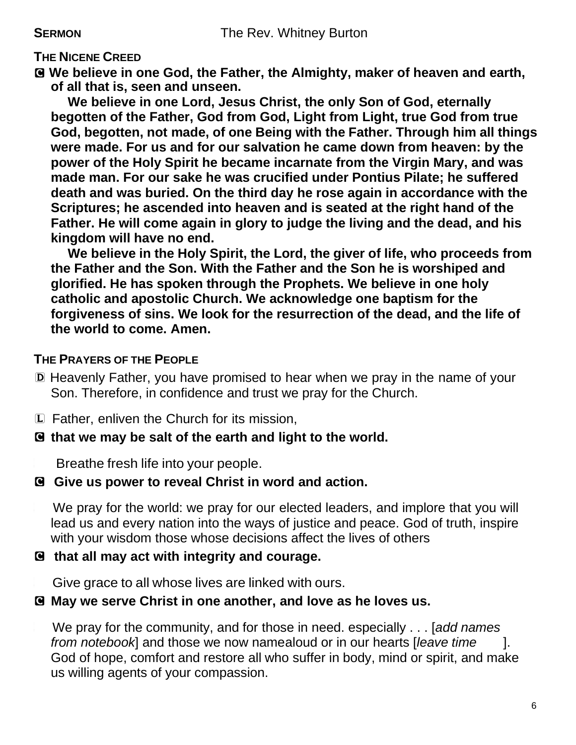**SERMON** The Rev. Whitney Burton

**THE NICENE CREED**

Ⓒ **We believe in one God, the Father, the Almighty, maker of heaven and earth, of all that is, seen and unseen.**

**We believe in one Lord, Jesus Christ, the only Son of God, eternally begotten of the Father, God from God, Light from Light, true God from true God, begotten, not made, of one Being with the Father. Through him all things were made. For us and for our salvation he came down from heaven: by the power of the Holy Spirit he became incarnate from the Virgin Mary, and was made man. For our sake he was crucified under Pontius Pilate; he suffered death and was buried. On the third day he rose again in accordance with the Scriptures; he ascended into heaven and is seated at the right hand of the Father. He will come again in glory to judge the living and the dead, and his kingdom will have no end.**

**We believe in the Holy Spirit, the Lord, the giver of life, who proceeds from the Father and the Son. With the Father and the Son he is worshiped and glorified. He has spoken through the Prophets. We believe in one holy catholic and apostolic Church. We acknowledge one baptism for the forgiveness of sins. We look for the resurrection of the dead, and the life of the world to come. Amen.**

**THE PRAYERS OF THE PEOPLE**

Ⓓ Heavenly Father, you have promised to hear when we pray in the name of your Son. Therefore, in confidence and trust we pray for the Church.

Ⓛ Father, enliven the Church for its mission,

Ⓒ **that we may be salt of the earth and light to the world.**

Breathe fresh life into your people.

Ⓒ **Give us power to reveal Christ in word and action.**

We pray for the world: we pray for our elected leaders, and implore that you will lead us and every nation into the ways of justice and peace. God of truth, inspire with your wisdom those whose decisions affect the lives of others

Ⓒ **that all may act with integrity and courage.**

Give grace to all whose lives are linked with ours.

Ⓒ **May we serve Christ in one another, and love as he loves us.**

We pray for the community, and for those in need. especially . . . [*add names from notebook*] and those we now namealoud or in our hearts [*leave time* ]. God of hope, comfort and restore all who suffer in body, mind or spirit, and make us willing agents of your compassion.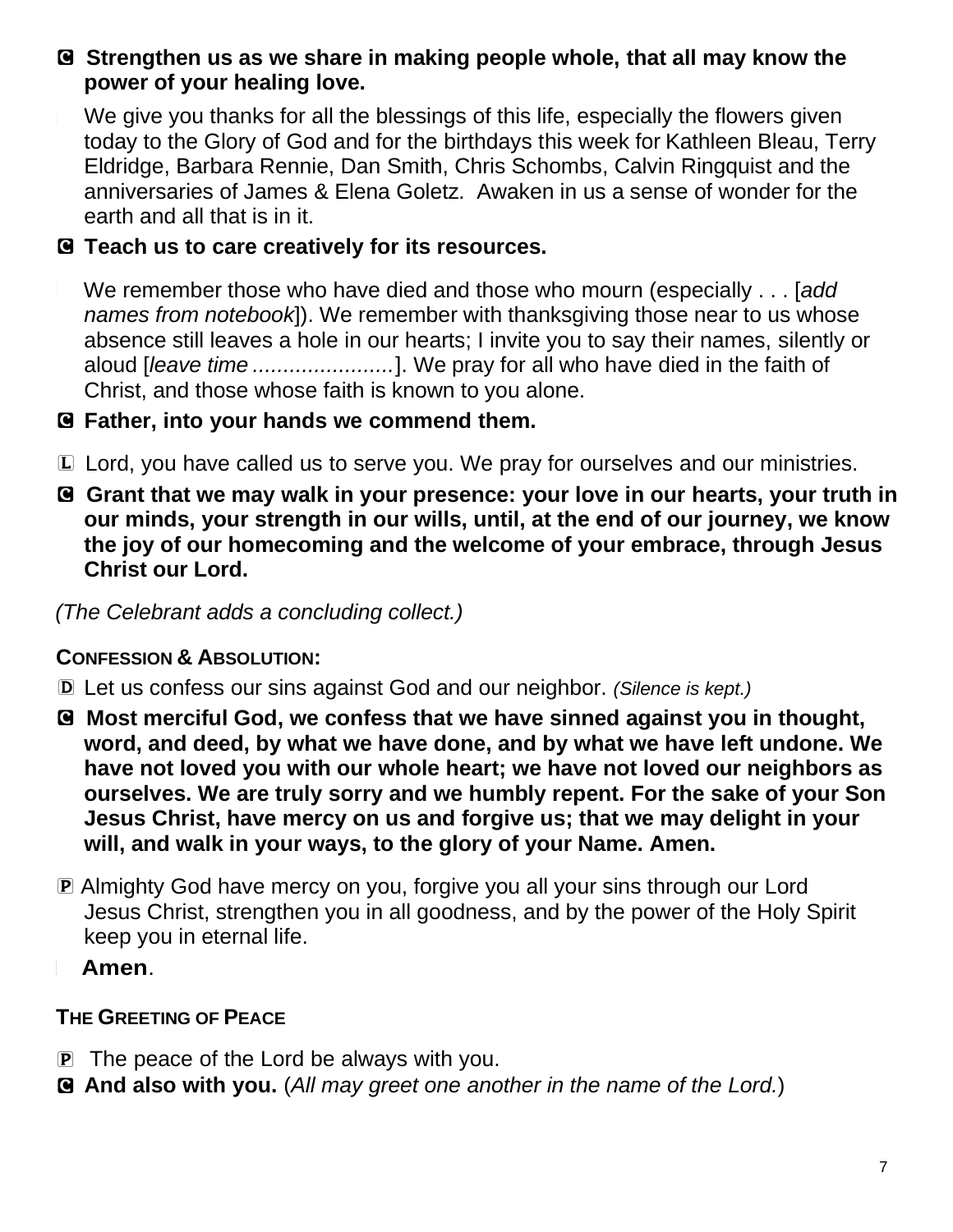**C Strengthen us as we share in making people whole, that all may know the power of your healing love.**

We give you thanks for all the blessings of this life, especially the flowers given today to the Glory of God and for the birthdays this week for Kathleen Bleau, Terry Eldridge, Barbara Rennie, Dan Smith, Chris Schombs, Calvin Ringquist and the anniversaries of James & Elena Goletz. Awaken in us a sense of wonder for the earth and all that is in it.

**C Teach us to care creatively for its resources.**

We remember those who have died and those who mourn (especially . . . [*add names from notebook*]). We remember with thanksgiving those near to us whose absence still leaves a hole in our hearts; I invite you to say their names, silently or aloud [*leave time* .......................]. We pray for all who have died in the faith of Christ, and those whose faith is known to you alone.

**C Father, into your hands we commend them.**

L Lord, you have called us to serve you. We pray for ourselves and our ministries.

**C Grant that we may walk in your presence: your love in our hearts, your truth in our minds, your strength in our wills, until, at the end of our journey, we know the joy of our homecoming and the welcome of your embrace, through Jesus Christ our Lord.**

*(The Celebrant adds a concluding collect.)*

**CONFESSION & ABSOLUTION:**

D Let us confess our sins against God and our neighbor. *(Silence is kept.)*

**C Most merciful God, we confess that we have sinned against you in thought, word, and deed, by what we have done, and by what we have left undone. We have not loved you with our whole heart; we have not loved our neighbors as ourselves. We are truly sorry and we humbly repent. For the sake of your Son Jesus Christ, have mercy on us and forgive us; that we may delight in your will, and walk in your ways, to the glory of your Name. Amen.**

P Almighty God have mercy on you, forgive you all your sins through our Lord Jesus Christ, strengthen you in all goodness, and by the power of the Holy Spirit keep you in eternal life.

**Amen**.

**THE GREETING OF PEACE**

P The peace of the Lord be always with you.

**C And also with you.** (*All may greet one another in the name of the Lord.*)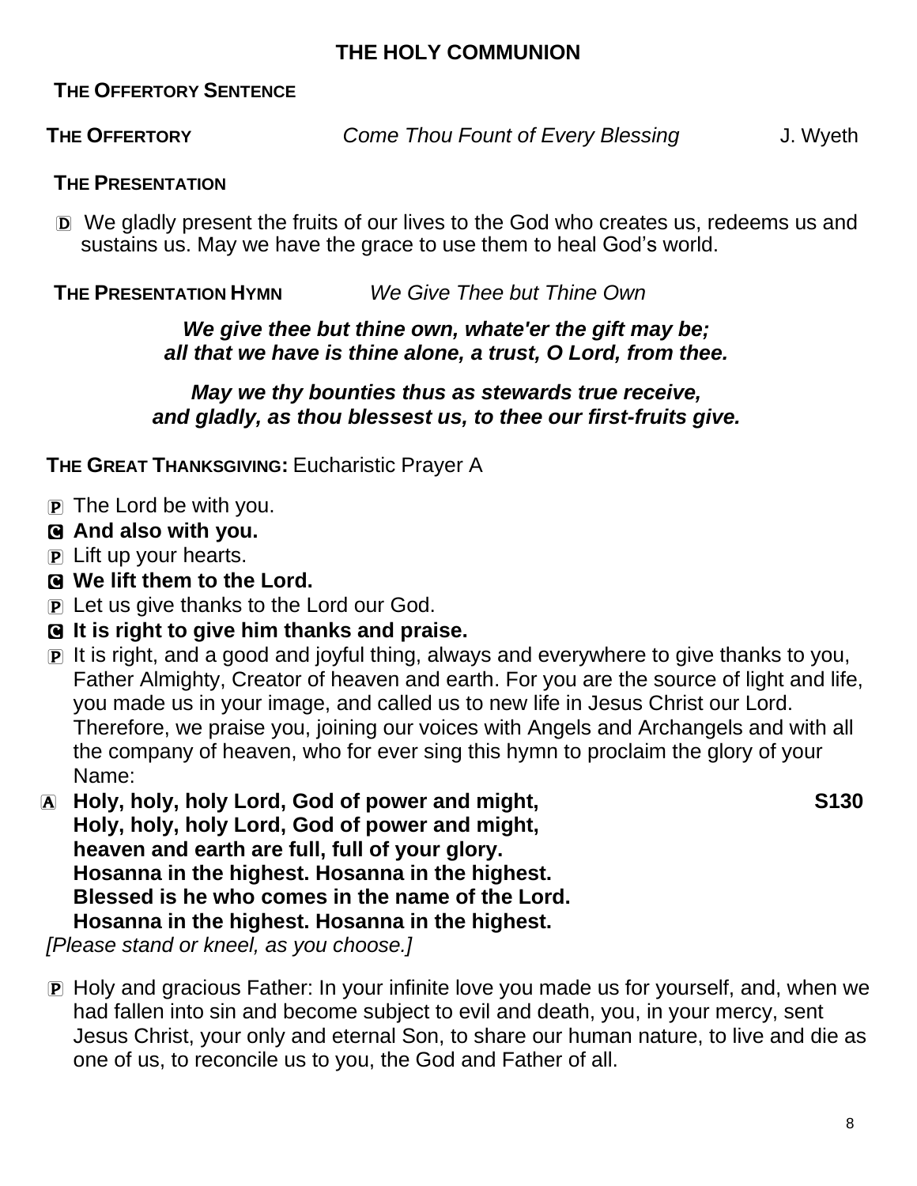## THE HOLY COMMUNION

**THE OFFERTORY SENTENCE**

**THE OFFERTORY** *Come Thou Fount of Every Blessing* J. Wyeth

**THE PRESENTATION**

D We gladly present the fruits of our lives to the God who creates us, redeems us and sustains us. May we have the grace to use them to heal God's world.

**THE PRESENTATION HYMN** *We Give Thee but Thine Own*

***We give thee but thine own, whate'er the gift may be;***
***all that we have is thine alone, a trust, O Lord, from thee.***

***May we thy bounties thus as stewards true receive,***
***and gladly, as thou blessest us, to thee our first-fruits give.***

**THE GREAT THANKSGIVING:** Eucharistic Prayer A

P The Lord be with you.

**C And also with you.**

P Lift up your hearts.

**C We lift them to the Lord.**

P Let us give thanks to the Lord our God.

**C It is right to give him thanks and praise.**

P It is right, and a good and joyful thing, always and everywhere to give thanks to you, Father Almighty, Creator of heaven and earth. For you are the source of light and life, you made us in your image, and called us to new life in Jesus Christ our Lord. Therefore, we praise you, joining our voices with Angels and Archangels and with all the company of heaven, who for ever sing this hymn to proclaim the glory of your Name:

**A Holy, holy, holy Lord, God of power and might,** **S130**
**Holy, holy, holy Lord, God of power and might,**
**heaven and earth are full, full of your glory.**
**Hosanna in the highest. Hosanna in the highest.**
**Blessed is he who comes in the name of the Lord.**
**Hosanna in the highest. Hosanna in the highest.**

*[Please stand or kneel, as you choose.]*

P Holy and gracious Father: In your infinite love you made us for yourself, and, when we had fallen into sin and become subject to evil and death, you, in your mercy, sent Jesus Christ, your only and eternal Son, to share our human nature, to live and die as one of us, to reconcile us to you, the God and Father of all.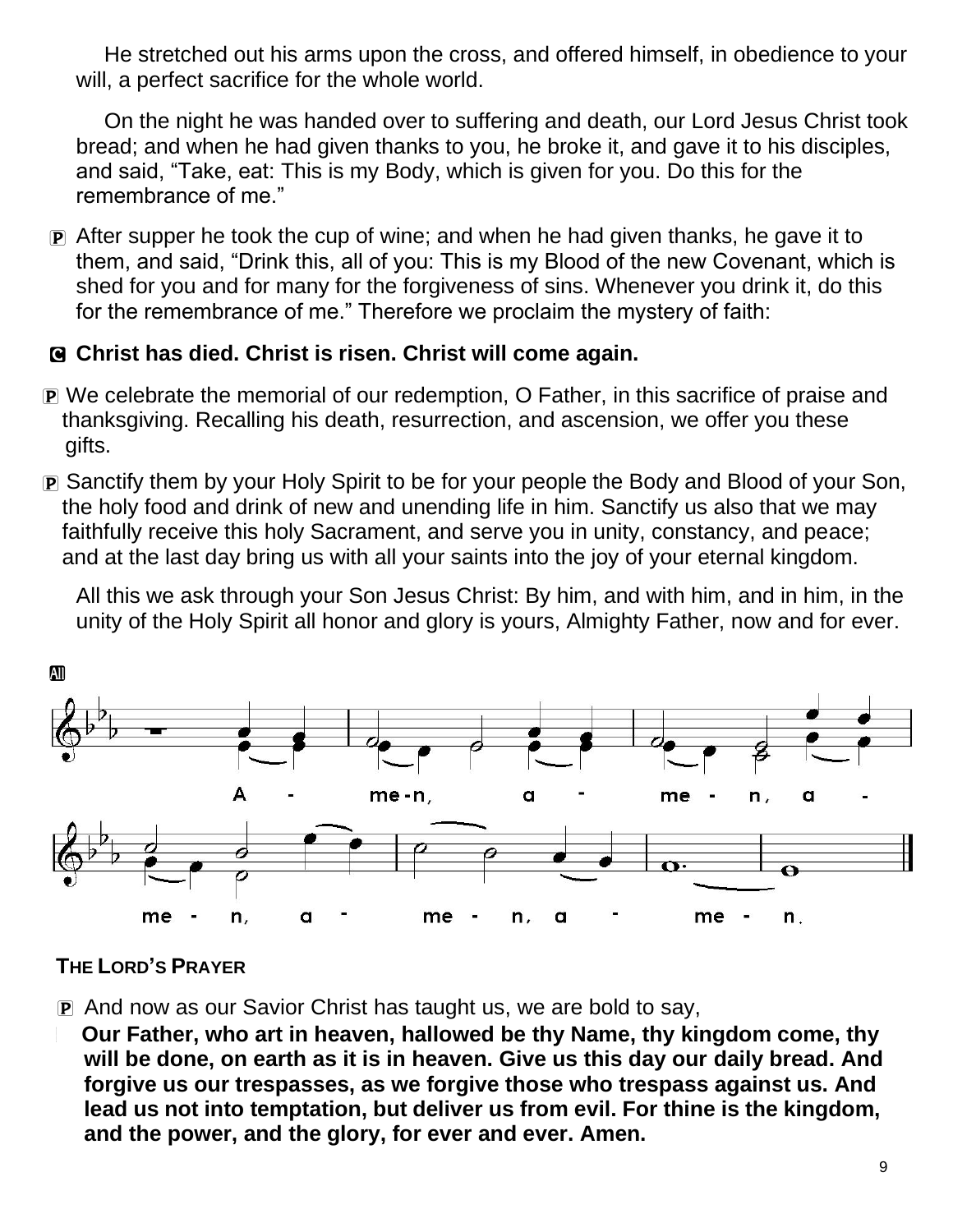He stretched out his arms upon the cross, and offered himself, in obedience to your will, a perfect sacrifice for the whole world.

On the night he was handed over to suffering and death, our Lord Jesus Christ took bread; and when he had given thanks to you, he broke it, and gave it to his disciples, and said, "Take, eat: This is my Body, which is given for you. Do this for the remembrance of me."

P After supper he took the cup of wine; and when he had given thanks, he gave it to them, and said, "Drink this, all of you: This is my Blood of the new Covenant, which is shed for you and for many for the forgiveness of sins. Whenever you drink it, do this for the remembrance of me." Therefore we proclaim the mystery of faith:

**C Christ has died. Christ is risen. Christ will come again.**

P We celebrate the memorial of our redemption, O Father, in this sacrifice of praise and thanksgiving. Recalling his death, resurrection, and ascension, we offer you these gifts.

P Sanctify them by your Holy Spirit to be for your people the Body and Blood of your Son, the holy food and drink of new and unending life in him. Sanctify us also that we may faithfully receive this holy Sacrament, and serve you in unity, constancy, and peace; and at the last day bring us with all your saints into the joy of your eternal kingdom.

All this we ask through your Son Jesus Christ: By him, and with him, and in him, in the unity of the Holy Spirit all honor and glory is yours, Almighty Father, now and for ever.

**All**

A - me-n, a - me - n, a - me - n, a - me - n, a - me - n.

**THE LORD'S PRAYER**

P And now as our Savior Christ has taught us, we are bold to say,

**Our Father, who art in heaven, hallowed be thy Name, thy kingdom come, thy will be done, on earth as it is in heaven. Give us this day our daily bread. And forgive us our trespasses, as we forgive those who trespass against us. And lead us not into temptation, but deliver us from evil. For thine is the kingdom, and the power, and the glory, for ever and ever. Amen.**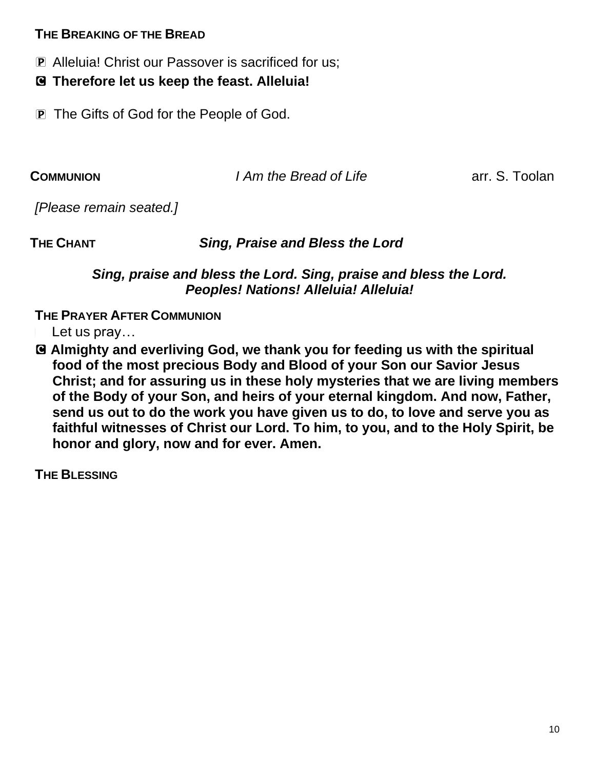**THE BREAKING OF THE BREAD**

Ⓟ Alleluia! Christ our Passover is sacrificed for us;

Ⓒ **Therefore let us keep the feast. Alleluia!**

Ⓟ The Gifts of God for the People of God.

**COMMUNION** *I Am the Bread of Life* arr. S. Toolan

*[Please remain seated.]*

**THE CHANT** ***Sing, Praise and Bless the Lord***

***Sing, praise and bless the Lord. Sing, praise and bless the Lord. Peoples! Nations! Alleluia! Alleluia!***

**THE PRAYER AFTER COMMUNION**

Let us pray…

Ⓒ **Almighty and everliving God, we thank you for feeding us with the spiritual food of the most precious Body and Blood of your Son our Savior Jesus Christ; and for assuring us in these holy mysteries that we are living members of the Body of your Son, and heirs of your eternal kingdom. And now, Father, send us out to do the work you have given us to do, to love and serve you as faithful witnesses of Christ our Lord. To him, to you, and to the Holy Spirit, be honor and glory, now and for ever. Amen.**

**THE BLESSING**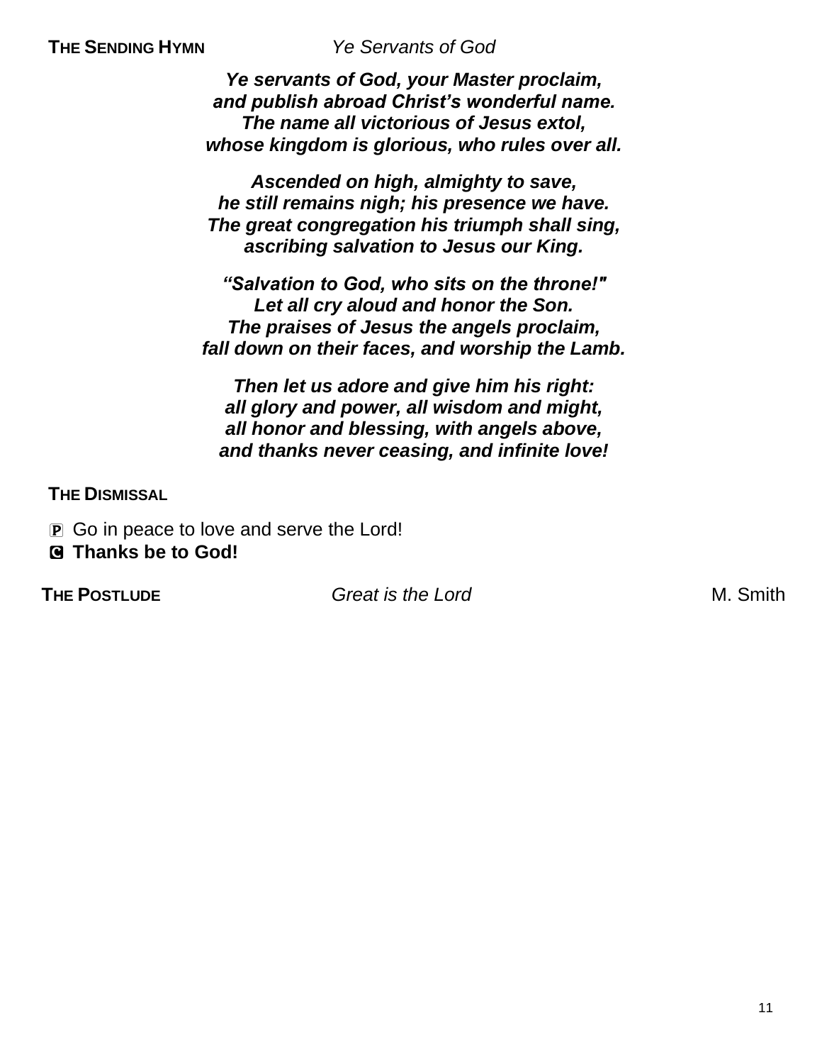**THE SENDING HYMN** *Ye Servants of God*

***Ye servants of God, your Master proclaim,***
***and publish abroad Christ's wonderful name.***
***The name all victorious of Jesus extol,***
***whose kingdom is glorious, who rules over all.***

***Ascended on high, almighty to save,***
***he still remains nigh; his presence we have.***
***The great congregation his triumph shall sing,***
***ascribing salvation to Jesus our King.***

***"Salvation to God, who sits on the throne!"***
***Let all cry aloud and honor the Son.***
***The praises of Jesus the angels proclaim,***
***fall down on their faces, and worship the Lamb.***

***Then let us adore and give him his right:***
***all glory and power, all wisdom and might,***
***all honor and blessing, with angels above,***
***and thanks never ceasing, and infinite love!***

**THE DISMISSAL**

🅿 Go in peace to love and serve the Lord!
🅲 **Thanks be to God!**

**THE POSTLUDE** *Great is the Lord* M. Smith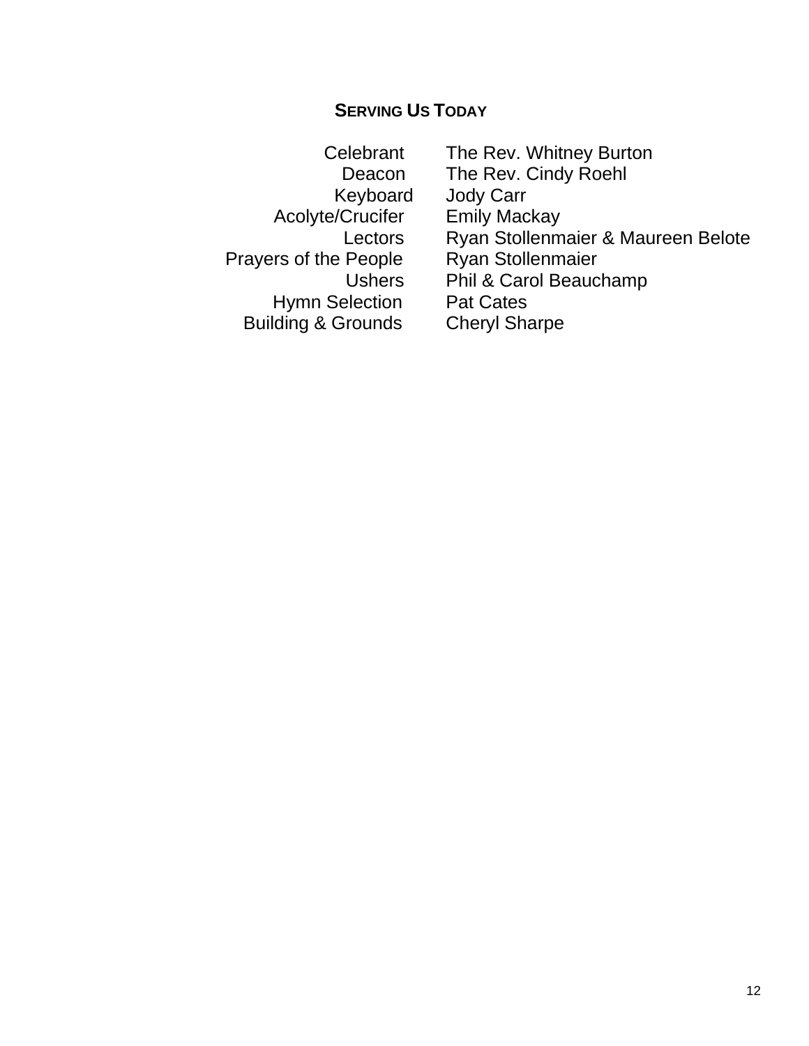## SERVING US TODAY

| | |
|---|---|
| Celebrant | The Rev. Whitney Burton |
| Deacon | The Rev. Cindy Roehl |
| Keyboard | Jody Carr |
| Acolyte/Crucifer | Emily Mackay |
| Lectors | Ryan Stollenmaier & Maureen Belote |
| Prayers of the People | Ryan Stollenmaier |
| Ushers | Phil & Carol Beauchamp |
| Hymn Selection | Pat Cates |
| Building & Grounds | Cheryl Sharpe |